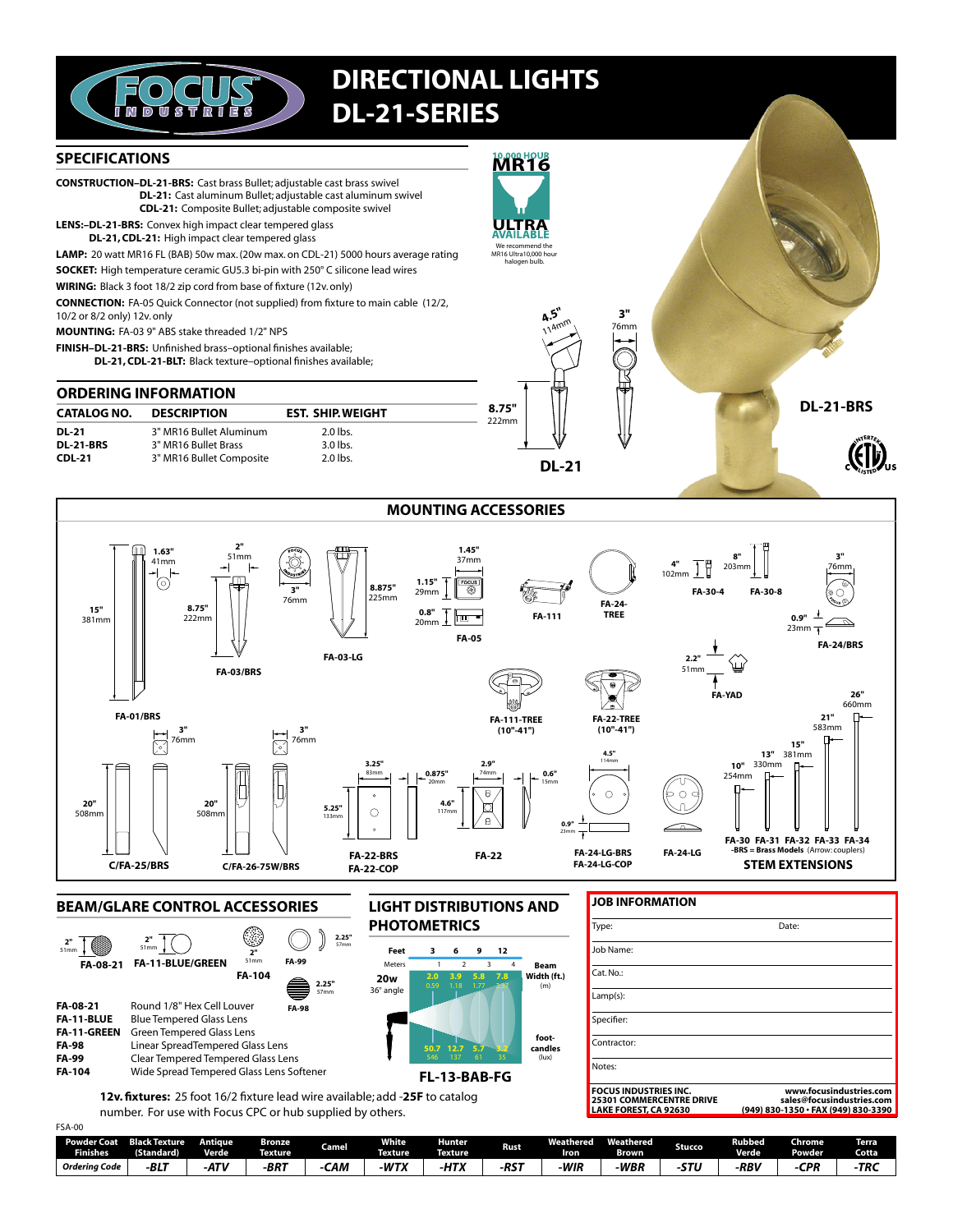# DIRECTIONAL LIGHTS
# DL-21-SERIES

## SPECIFICATIONS

**CONSTRUCTION–DL-21-BRS:** Cast brass Bullet; adjustable cast brass swivel
**DL-21:** Cast aluminum Bullet; adjustable cast aluminum swivel
**CDL-21:** Composite Bullet; adjustable composite swivel

**LENS:–DL-21-BRS:** Convex high impact clear tempered glass
**DL-21, CDL-21:** High impact clear tempered glass

**LAMP:** 20 watt MR16 FL (BAB) 50w max. (20w max. on CDL-21) 5000 hours average rating

**SOCKET:** High temperature ceramic GU5.3 bi-pin with 250° C silicone lead wires

**WIRING:** Black 3 foot 18/2 zip cord from base of fixture (12v. only)

**CONNECTION:** FA-05 Quick Connector (not supplied) from fixture to main cable (12/2, 10/2 or 8/2 only) 12v. only

**MOUNTING:** FA-03 9" ABS stake threaded 1/2" NPS

**FINISH–DL-21-BRS:** Unfinished brass–optional finishes available;
**DL-21, CDL-21-BLT:** Black texture–optional finishes available;

10,000 HOUR MR16 ULTRA AVAILABLE — We recommend the MR16 Ultra10,000 hour halogen bulb.

## ORDERING INFORMATION

| CATALOG NO. | DESCRIPTION | EST. SHIP. WEIGHT |
|---|---|---|
| DL-21 | 3" MR16 Bullet Aluminum | 2.0 lbs. |
| DL-21-BRS | 3" MR16 Bullet Brass | 3.0 lbs. |
| CDL-21 | 3" MR16 Bullet Composite | 2.0 lbs. |

DL-21: 4.5" (114mm), 3" (76mm), 8.75" (222mm)

DL-21-BRS

## MOUNTING ACCESSORIES

- FA-01/BRS: 15" (381mm), 1.63" (41mm)
- FA-03/BRS: 8.75" (222mm), 2" (51mm)
- FA-03-LG: 8.875" (225mm), 3" (76mm)
- FA-05: 1.45" (37mm), 1.15" (29mm), 0.8" (20mm)
- FA-111
- FA-24-TREE
- FA-30-4: 4" (102mm)
- FA-30-8: 8" (203mm)
- FA-24/BRS: 3" (76mm), 0.9" (23mm)
- FA-YAD: 2.2" (51mm)
- FA-111-TREE (10"-41")
- FA-22-TREE (10"-41")
- C/FA-25/BRS: 20" (508mm), 3" (76mm)
- C/FA-26-75W/BRS: 20" (508mm), 3" (76mm)
- FA-22-BRS / FA-22-COP: 3.25" (83mm), 5.25" (133mm), 0.875" (20mm)
- FA-22: 2.9" (74mm), 4.6" (117mm), 0.6" (15mm)
- FA-24-LG-BRS / FA-24-LG-COP: 4.5" (114mm), 0.9" (23mm)
- FA-24-LG

**STEM EXTENSIONS**

FA-30 (10", 254mm), FA-31 (13", 330mm), FA-32 (15", 381mm), FA-33 (21", 583mm), FA-34 (26", 660mm)
-BRS = Brass Models (Arrow: couplers)

## BEAM/GLARE CONTROL ACCESSORIES

FA-08-21 (2", 51mm), FA-11-BLUE/GREEN (2", 51mm), FA-104 (2", 51mm), FA-99 (2.25", 57mm), FA-98 (2.25", 57mm)

| | |
|---|---|
| FA-08-21 | Round 1/8" Hex Cell Louver |
| FA-11-BLUE | Blue Tempered Glass Lens |
| FA-11-GREEN | Green Tempered Glass Lens |
| FA-98 | Linear SpreadTempered Glass Lens |
| FA-99 | Clear Tempered Glass Lens |
| FA-104 | Wide Spread Tempered Glass Lens Softener |

**12v. fixtures:** 25 foot 16/2 fixture lead wire available; add **-25F** to catalog number. For use with Focus CPC or hub supplied by others.

## LIGHT DISTRIBUTIONS AND PHOTOMETRICS

| | Feet | 3 | 6 | 9 | 12 | |
|---|---|---|---|---|---|---|
| | Meters | 1 | 2 | 3 | 4 | |
| 20w 36° angle | Beam Width (ft.) | 2.0 | 3.9 | 5.8 | 7.8 | |
| | (m) | 0.59 | 1.18 | 1.77 | 2.37 | |
| | foot-candles | 50.7 | 12.7 | 5.7 | 3.2 | |
| | (lux) | 546 | 137 | 61 | 35 | |

**FL-13-BAB-FG**

## JOB INFORMATION

Type: &nbsp;&nbsp;&nbsp; Date:
Job Name:
Cat. No.:
Lamp(s):
Specifier:
Contractor:
Notes:

**FOCUS INDUSTRIES INC.**
**25301 COMMERCENTRE DRIVE**
**LAKE FOREST, CA 92630**
**www.focusindustries.com**
**sales@focusindustries.com**
**(949) 830-1350 • FAX (949) 830-3390**

FSA-00

| Powder Coat Finishes | Black Texture (Standard) | Antique Verde | Bronze Texture | Camel | White Texture | Hunter Texture | Rust | Weathered Iron | Weathered Brown | Stucco | Rubbed Verde | Chrome Powder | Terra Cotta |
|---|---|---|---|---|---|---|---|---|---|---|---|---|---|
| Ordering Code | -BLT | -ATV | -BRT | -CAM | -WTX | -HTX | -RST | -WIR | -WBR | -STU | -RBV | -CPR | -TRC |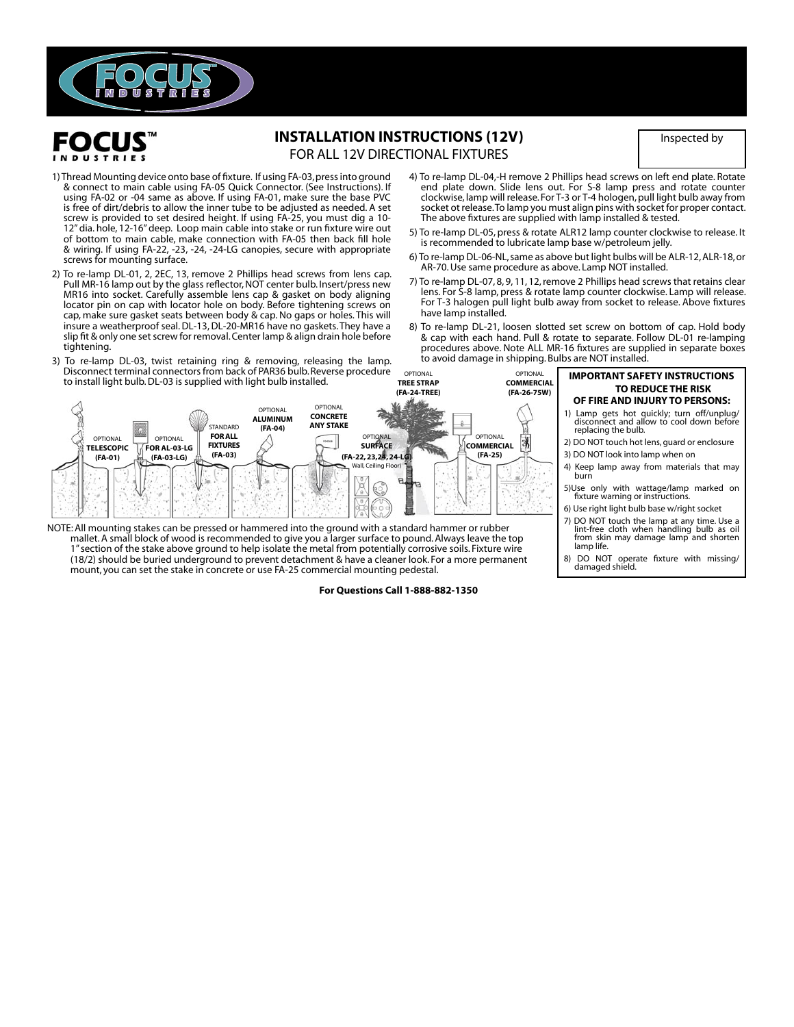# INSTALLATION INSTRUCTIONS (12V)

FOR ALL 12V DIRECTIONAL FIXTURES

Inspected by

1) Thread Mounting device onto base of fixture. If using FA-03, press into ground & connect to main cable using FA-05 Quick Connector. (See Instructions). If using FA-02 or -04 same as above. If using FA-01, make sure the base PVC is free of dirt/debris to allow the inner tube to be adjusted as needed. A set screw is provided to set desired height. If using FA-25, you must dig a 10-12" dia. hole, 12-16" deep. Loop main cable into stake or run fixture wire out of bottom to main cable, make connection with FA-05 then back fill hole & wiring. If using FA-22, -23, -24, -24-LG canopies, secure with appropriate screws for mounting surface.

2) To re-lamp DL-01, 2, 2EC, 13, remove 2 Phillips head screws from lens cap. Pull MR-16 lamp out by the glass reflector, NOT center bulb. Insert/press new MR16 into socket. Carefully assemble lens cap & gasket on body aligning locator pin on cap with locator hole on body. Before tightening screws on cap, make sure gasket seats between body & cap. No gaps or holes. This will insure a weatherproof seal. DL-13, DL-20-MR16 have no gaskets. They have a slip fit & only one set screw for removal. Center lamp & align drain hole before tightening.

3) To re-lamp DL-03, twist retaining ring & removing, releasing the lamp. Disconnect terminal connectors from back of PAR36 bulb. Reverse procedure to install light bulb. DL-03 is supplied with light bulb installed.

4) To re-lamp DL-04,-H remove 2 Phillips head screws on left end plate. Rotate end plate down. Slide lens out. For S-8 lamp press and rotate counter clockwise, lamp will release. For T-3 or T-4 hologen, pull light bulb away from socket ot release. To lamp you must align pins with socket for proper contact. The above fixtures are supplied with lamp installed & tested.

5) To re-lamp DL-05, press & rotate ALR12 lamp counter clockwise to release. It is recommended to lubricate lamp base w/petroleum jelly.

6) To re-lamp DL-06-NL, same as above but light bulbs will be ALR-12, ALR-18, or AR-70. Use same procedure as above. Lamp NOT installed.

7) To re-lamp DL-07, 8, 9, 11, 12, remove 2 Phillips head screws that retains clear lens. For S-8 lamp, press & rotate lamp counter clockwise. Lamp will release. For T-3 halogen pull light bulb away from socket to release. Above fixtures have lamp installed.

8) To re-lamp DL-21, loosen slotted set screw on bottom of cap. Hold body & cap with each hand. Pull & rotate to separate. Follow DL-01 re-lamping procedures above. Note ALL MR-16 fixtures are supplied in separate boxes to avoid damage in shipping. Bulbs are NOT installed.

OPTIONAL **TELESCOPIC (FA-01)**

OPTIONAL **FOR AL-03-LG (FA-03-LG)**

STANDARD **FOR ALL FIXTURES (FA-03)**

OPTIONAL **ALUMINUM (FA-04)**

OPTIONAL **CONCRETE ANY STAKE**

OPTIONAL **SURFACE (FA-22, 23, 24, 24-LG)** Wall, Ceiling Floor)

OPTIONAL **TREE STRAP (FA-24-TREE)**

OPTIONAL **COMMERCIAL (FA-25)**

OPTIONAL **COMMERCIAL (FA-26-75W)**

NOTE: All mounting stakes can be pressed or hammered into the ground with a standard hammer or rubber mallet. A small block of wood is recommended to give you a larger surface to pound. Always leave the top 1" section of the stake above ground to help isolate the metal from potentially corrosive soils. Fixture wire (18/2) should be buried underground to prevent detachment & have a cleaner look. For a more permanent mount, you can set the stake in concrete or use FA-25 commercial mounting pedestal.

### IMPORTANT SAFETY INSTRUCTIONS TO REDUCE THE RISK OF FIRE AND INJURY TO PERSONS:

1) Lamp gets hot quickly; turn off/unplug/disconnect and allow to cool down before replacing the bulb.
2) DO NOT touch hot lens, guard or enclosure
3) DO NOT look into lamp when on
4) Keep lamp away from materials that may burn
5) Use only with wattage/lamp marked on fixture warning or instructions.
6) Use right light bulb base w/right socket
7) DO NOT touch the lamp at any time. Use a lint-free cloth when handling bulb as oil from skin may damage lamp and shorten lamp life.
8) DO NOT operate fixture with missing/damaged shield.

**For Questions Call 1-888-882-1350**